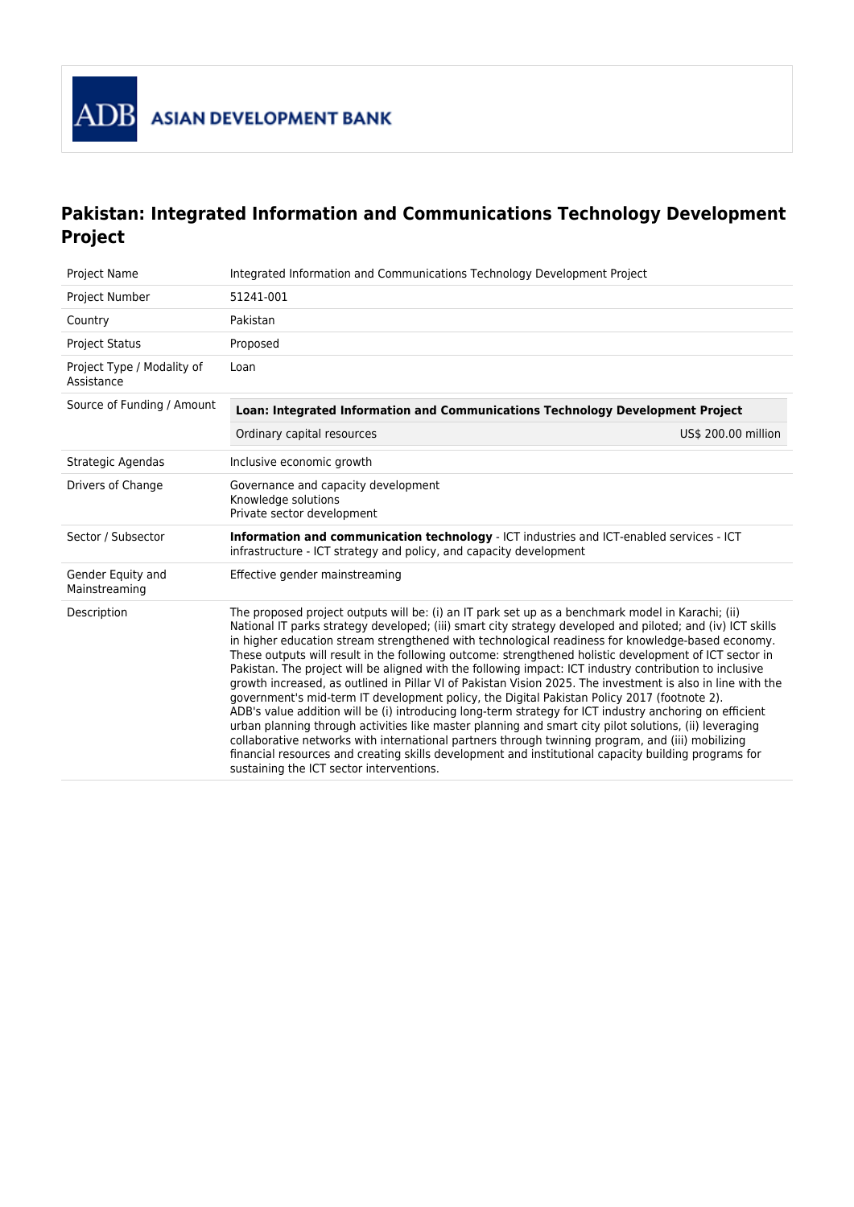ASIAN DEVELOPMENT BANK

# Pakistan: Integrated Information and Communications Technology Development Project

| | |
|---|---|
| Project Name | Integrated Information and Communications Technology Development Project |
| Project Number | 51241-001 |
| Country | Pakistan |
| Project Status | Proposed |
| Project Type / Modality of Assistance | Loan |
| Source of Funding / Amount | **Loan: Integrated Information and Communications Technology Development Project**<br>Ordinary capital resources — US$ 200.00 million |
| Strategic Agendas | Inclusive economic growth |
| Drivers of Change | Governance and capacity development<br>Knowledge solutions<br>Private sector development |
| Sector / Subsector | **Information and communication technology** - ICT industries and ICT-enabled services - ICT infrastructure - ICT strategy and policy, and capacity development |
| Gender Equity and Mainstreaming | Effective gender mainstreaming |
| Description | The proposed project outputs will be: (i) an IT park set up as a benchmark model in Karachi; (ii) National IT parks strategy developed; (iii) smart city strategy developed and piloted; and (iv) ICT skills in higher education stream strengthened with technological readiness for knowledge-based economy. These outputs will result in the following outcome: strengthened holistic development of ICT sector in Pakistan. The project will be aligned with the following impact: ICT industry contribution to inclusive growth increased, as outlined in Pillar VI of Pakistan Vision 2025. The investment is also in line with the government's mid-term IT development policy, the Digital Pakistan Policy 2017 (footnote 2).<br>ADB's value addition will be (i) introducing long-term strategy for ICT industry anchoring on efficient urban planning through activities like master planning and smart city pilot solutions, (ii) leveraging collaborative networks with international partners through twinning program, and (iii) mobilizing financial resources and creating skills development and institutional capacity building programs for sustaining the ICT sector interventions. |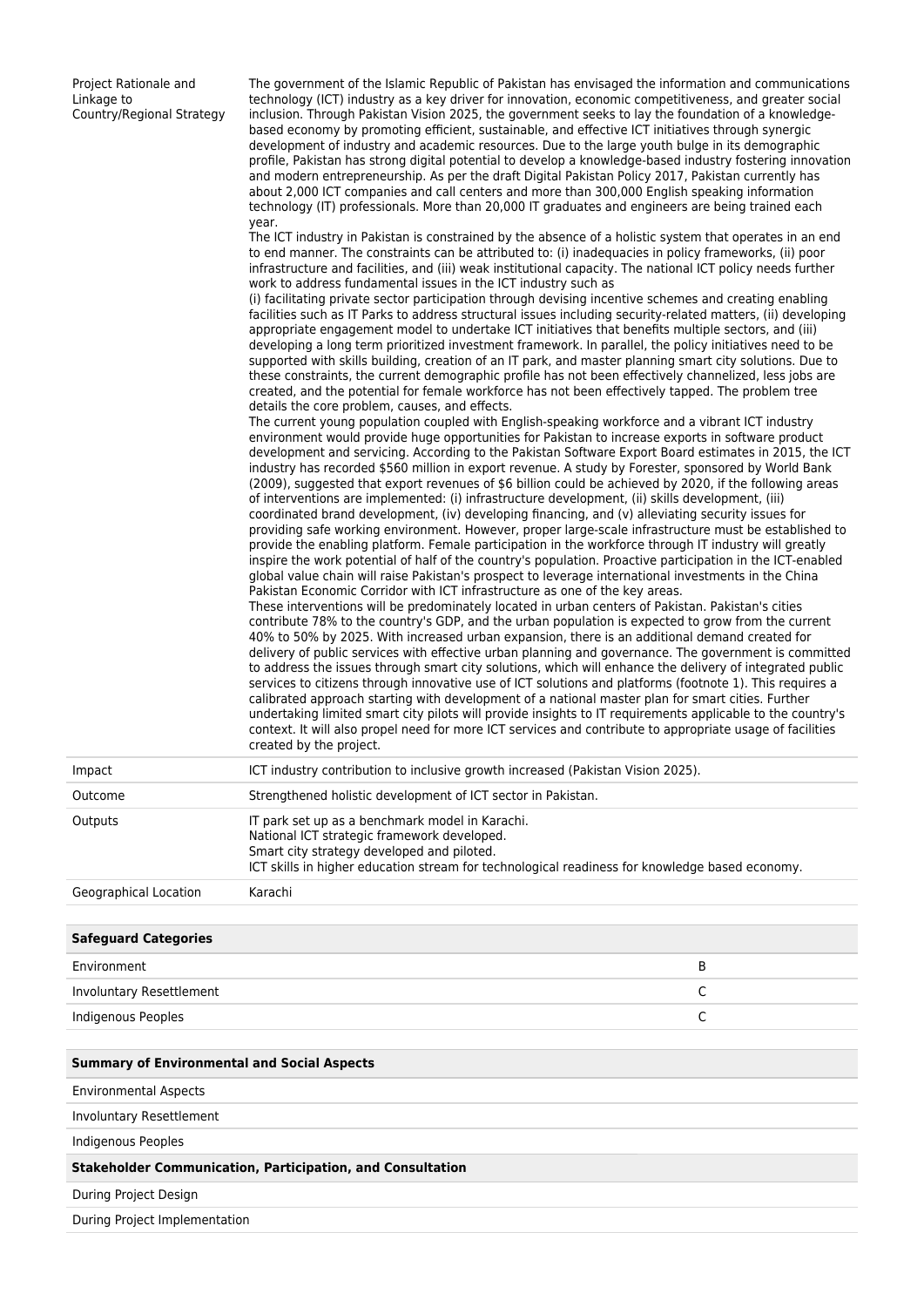| | |
|---|---|
| Project Rationale and Linkage to Country/Regional Strategy | The government of the Islamic Republic of Pakistan has envisaged the information and communications technology (ICT) industry as a key driver for innovation, economic competitiveness, and greater social inclusion. Through Pakistan Vision 2025, the government seeks to lay the foundation of a knowledge-based economy by promoting efficient, sustainable, and effective ICT initiatives through synergic development of industry and academic resources. Due to the large youth bulge in its demographic profile, Pakistan has strong digital potential to develop a knowledge-based industry fostering innovation and modern entrepreneurship. As per the draft Digital Pakistan Policy 2017, Pakistan currently has about 2,000 ICT companies and call centers and more than 300,000 English speaking information technology (IT) professionals. More than 20,000 IT graduates and engineers are being trained each year.<br>The ICT industry in Pakistan is constrained by the absence of a holistic system that operates in an end to end manner. The constraints can be attributed to: (i) inadequacies in policy frameworks, (ii) poor infrastructure and facilities, and (iii) weak institutional capacity. The national ICT policy needs further work to address fundamental issues in the ICT industry such as<br>(i) facilitating private sector participation through devising incentive schemes and creating enabling facilities such as IT Parks to address structural issues including security-related matters, (ii) developing appropriate engagement model to undertake ICT initiatives that benefits multiple sectors, and (iii) developing a long term prioritized investment framework. In parallel, the policy initiatives need to be supported with skills building, creation of an IT park, and master planning smart city solutions. Due to these constraints, the current demographic profile has not been effectively channelized, less jobs are created, and the potential for female workforce has not been effectively tapped. The problem tree details the core problem, causes, and effects.<br>The current young population coupled with English-speaking workforce and a vibrant ICT industry environment would provide huge opportunities for Pakistan to increase exports in software product development and servicing. According to the Pakistan Software Export Board estimates in 2015, the ICT industry has recorded $560 million in export revenue. A study by Forester, sponsored by World Bank (2009), suggested that export revenues of $6 billion could be achieved by 2020, if the following areas of interventions are implemented: (i) infrastructure development, (ii) skills development, (iii) coordinated brand development, (iv) developing financing, and (v) alleviating security issues for providing safe working environment. However, proper large-scale infrastructure must be established to provide the enabling platform. Female participation in the workforce through IT industry will greatly inspire the work potential of half of the country's population. Proactive participation in the ICT-enabled global value chain will raise Pakistan's prospect to leverage international investments in the China Pakistan Economic Corridor with ICT infrastructure as one of the key areas.<br>These interventions will be predominately located in urban centers of Pakistan. Pakistan's cities contribute 78% to the country's GDP, and the urban population is expected to grow from the current 40% to 50% by 2025. With increased urban expansion, there is an additional demand created for delivery of public services with effective urban planning and governance. The government is committed to address the issues through smart city solutions, which will enhance the delivery of integrated public services to citizens through innovative use of ICT solutions and platforms (footnote 1). This requires a calibrated approach starting with development of a national master plan for smart cities. Further undertaking limited smart city pilots will provide insights to IT requirements applicable to the country's context. It will also propel need for more ICT services and contribute to appropriate usage of facilities created by the project. |
| Impact | ICT industry contribution to inclusive growth increased (Pakistan Vision 2025). |
| Outcome | Strengthened holistic development of ICT sector in Pakistan. |
| Outputs | IT park set up as a benchmark model in Karachi.<br>National ICT strategic framework developed.<br>Smart city strategy developed and piloted.<br>ICT skills in higher education stream for technological readiness for knowledge based economy. |
| Geographical Location | Karachi |

| Safeguard Categories | |
|---|---|
| Environment | B |
| Involuntary Resettlement | C |
| Indigenous Peoples | C |

| Summary of Environmental and Social Aspects |
|---|
| Environmental Aspects |
| Involuntary Resettlement |
| Indigenous Peoples |

| Stakeholder Communication, Participation, and Consultation |
|---|
| During Project Design |
| During Project Implementation |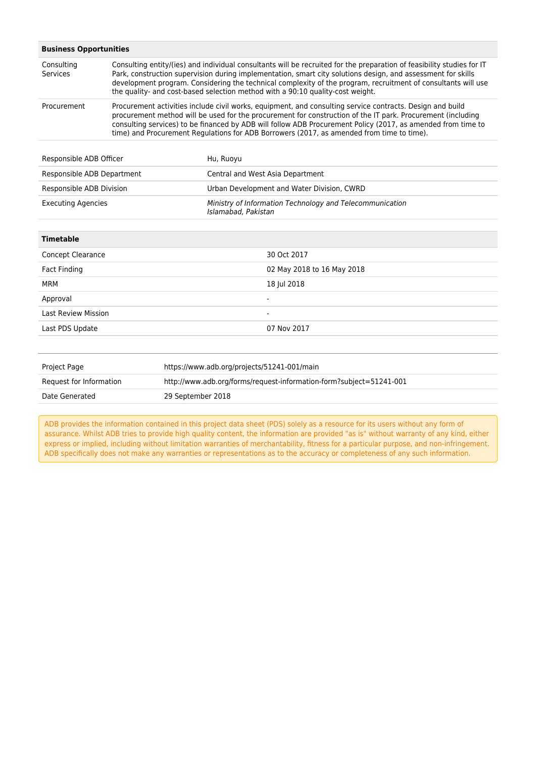| Business Opportunities | |
|---|---|
| Consulting Services | Consulting entity/(ies) and individual consultants will be recruited for the preparation of feasibility studies for IT Park, construction supervision during implementation, smart city solutions design, and assessment for skills development program. Considering the technical complexity of the program, recruitment of consultants will use the quality- and cost-based selection method with a 90:10 quality-cost weight. |
| Procurement | Procurement activities include civil works, equipment, and consulting service contracts. Design and build procurement method will be used for the procurement for construction of the IT park. Procurement (including consulting services) to be financed by ADB will follow ADB Procurement Policy (2017, as amended from time to time) and Procurement Regulations for ADB Borrowers (2017, as amended from time to time). |

| | |
|---|---|
| Responsible ADB Officer | Hu, Ruoyu |
| Responsible ADB Department | Central and West Asia Department |
| Responsible ADB Division | Urban Development and Water Division, CWRD |
| Executing Agencies | *Ministry of Information Technology and Telecommunication Islamabad, Pakistan* |

| Timetable | |
|---|---|
| Concept Clearance | 30 Oct 2017 |
| Fact Finding | 02 May 2018 to 16 May 2018 |
| MRM | 18 Jul 2018 |
| Approval | - |
| Last Review Mission | - |
| Last PDS Update | 07 Nov 2017 |

| | |
|---|---|
| Project Page | https://www.adb.org/projects/51241-001/main |
| Request for Information | http://www.adb.org/forms/request-information-form?subject=51241-001 |
| Date Generated | 29 September 2018 |

ADB provides the information contained in this project data sheet (PDS) solely as a resource for its users without any form of assurance. Whilst ADB tries to provide high quality content, the information are provided "as is" without warranty of any kind, either express or implied, including without limitation warranties of merchantability, fitness for a particular purpose, and non-infringement. ADB specifically does not make any warranties or representations as to the accuracy or completeness of any such information.